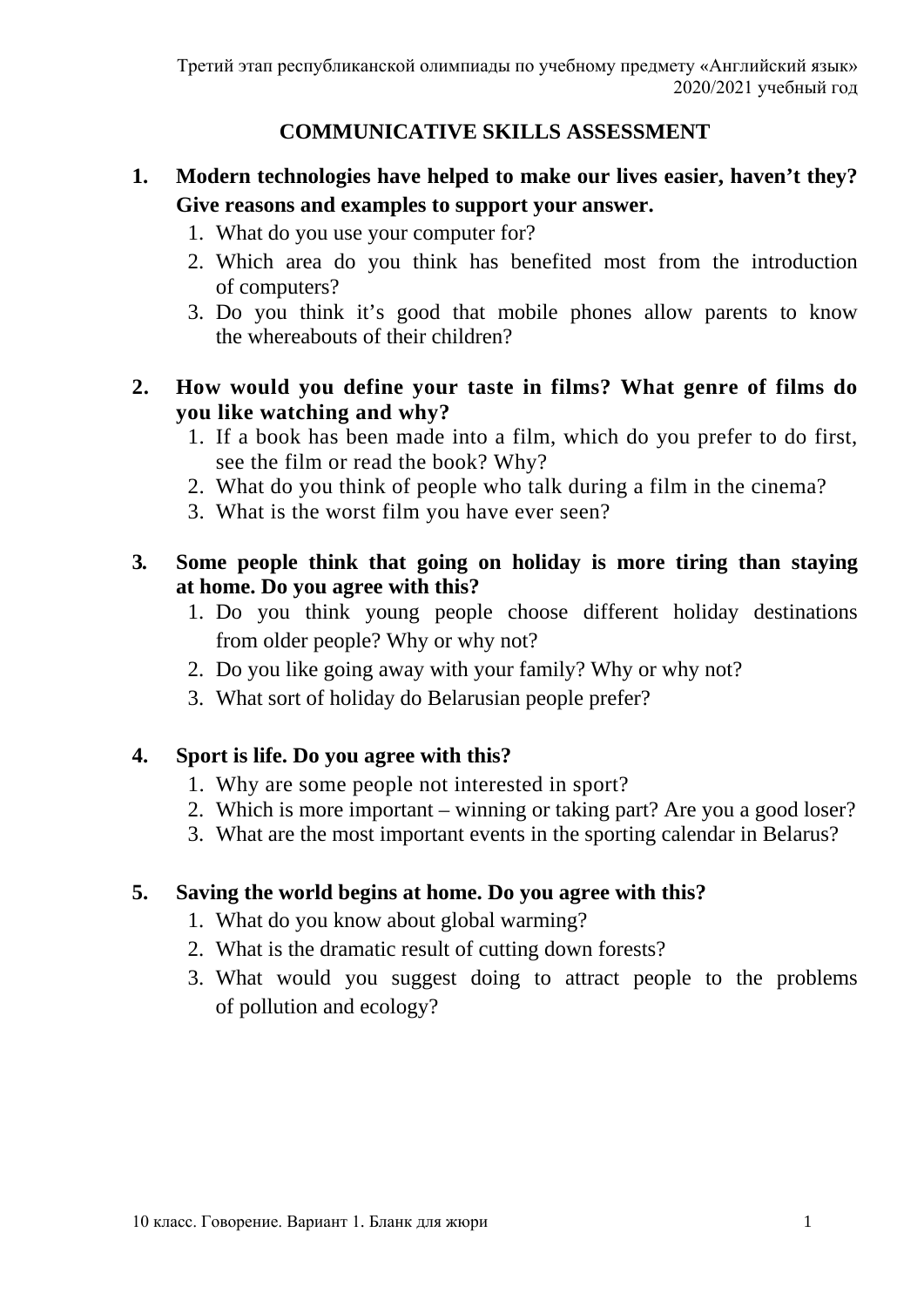# COMMUNICATIVE SKILLS ASSESSMENT

1. **Modern technologies have helped to make our lives easier, haven't they? Give reasons and examples to support your answer.**
   1. What do you use your computer for?
   2. Which area do you think has benefited most from the introduction of computers?
   3. Do you think it's good that mobile phones allow parents to know the whereabouts of their children?

2. **How would you define your taste in films? What genre of films do you like watching and why?**
   1. If a book has been made into a film, which do you prefer to do first, see the film or read the book? Why?
   2. What do you think of people who talk during a film in the cinema?
   3. What is the worst film you have ever seen?

3. **Some people think that going on holiday is more tiring than staying at home. Do you agree with this?**
   1. Do you think young people choose different holiday destinations from older people? Why or why not?
   2. Do you like going away with your family? Why or why not?
   3. What sort of holiday do Belarusian people prefer?

4. **Sport is life. Do you agree with this?**
   1. Why are some people not interested in sport?
   2. Which is more important – winning or taking part? Are you a good loser?
   3. What are the most important events in the sporting calendar in Belarus?

5. **Saving the world begins at home. Do you agree with this?**
   1. What do you know about global warming?
   2. What is the dramatic result of cutting down forests?
   3. What would you suggest doing to attract people to the problems of pollution and ecology?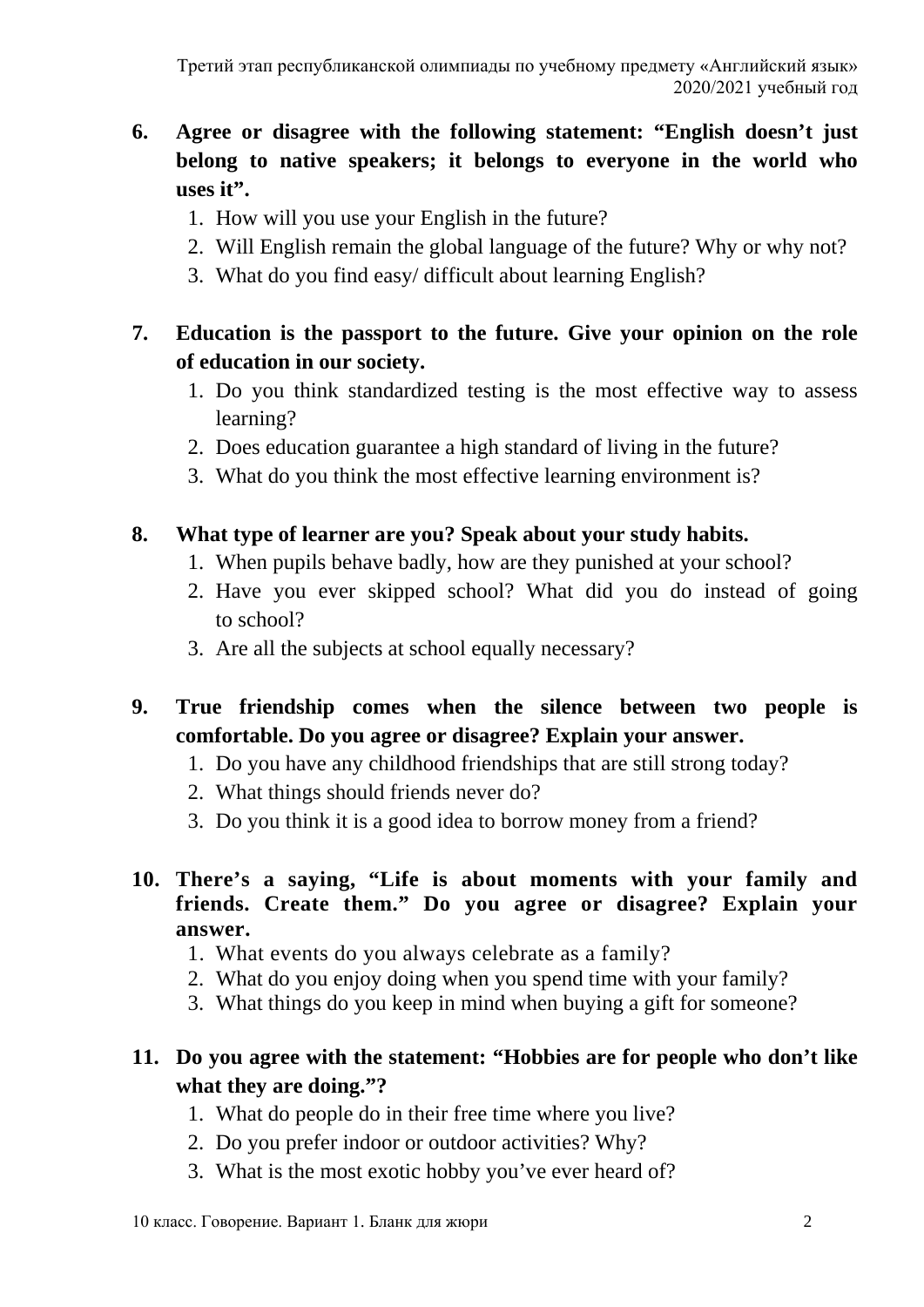6. **Agree or disagree with the following statement: “English doesn’t just belong to native speakers; it belongs to everyone in the world who uses it”.**
    1. How will you use your English in the future?
    2. Will English remain the global language of the future? Why or why not?
    3. What do you find easy/ difficult about learning English?

7. **Education is the passport to the future. Give your opinion on the role of education in our society.**
    1. Do you think standardized testing is the most effective way to assess learning?
    2. Does education guarantee a high standard of living in the future?
    3. What do you think the most effective learning environment is?

8. **What type of learner are you? Speak about your study habits.**
    1. When pupils behave badly, how are they punished at your school?
    2. Have you ever skipped school? What did you do instead of going to school?
    3. Are all the subjects at school equally necessary?

9. **True friendship comes when the silence between two people is comfortable. Do you agree or disagree? Explain your answer.**
    1. Do you have any childhood friendships that are still strong today?
    2. What things should friends never do?
    3. Do you think it is a good idea to borrow money from a friend?

10. **There’s a saying, “Life is about moments with your family and friends. Create them.” Do you agree or disagree? Explain your answer.**
    1. What events do you always celebrate as a family?
    2. What do you enjoy doing when you spend time with your family?
    3. What things do you keep in mind when buying a gift for someone?

11. **Do you agree with the statement: “Hobbies are for people who don’t like what they are doing.”?**
    1. What do people do in their free time where you live?
    2. Do you prefer indoor or outdoor activities? Why?
    3. What is the most exotic hobby you’ve ever heard of?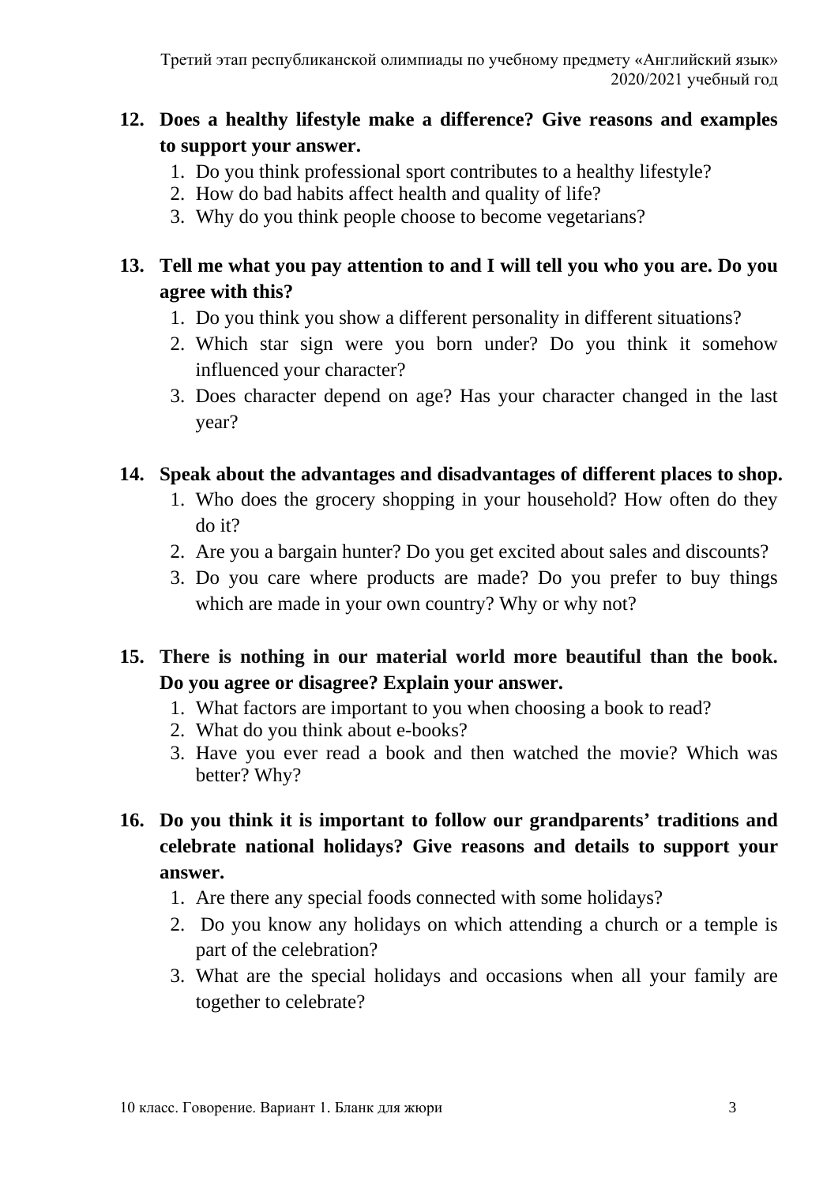12. **Does a healthy lifestyle make a difference? Give reasons and examples to support your answer.**
    1. Do you think professional sport contributes to a healthy lifestyle?
    2. How do bad habits affect health and quality of life?
    3. Why do you think people choose to become vegetarians?

13. **Tell me what you pay attention to and I will tell you who you are. Do you agree with this?**
    1. Do you think you show a different personality in different situations?
    2. Which star sign were you born under? Do you think it somehow influenced your character?
    3. Does character depend on age? Has your character changed in the last year?

14. **Speak about the advantages and disadvantages of different places to shop.**
    1. Who does the grocery shopping in your household? How often do they do it?
    2. Are you a bargain hunter? Do you get excited about sales and discounts?
    3. Do you care where products are made? Do you prefer to buy things which are made in your own country? Why or why not?

15. **There is nothing in our material world more beautiful than the book. Do you agree or disagree? Explain your answer.**
    1. What factors are important to you when choosing a book to read?
    2. What do you think about e-books?
    3. Have you ever read a book and then watched the movie? Which was better? Why?

16. **Do you think it is important to follow our grandparents' traditions and celebrate national holidays? Give reasons and details to support your answer.**
    1. Are there any special foods connected with some holidays?
    2. Do you know any holidays on which attending a church or a temple is part of the celebration?
    3. What are the special holidays and occasions when all your family are together to celebrate?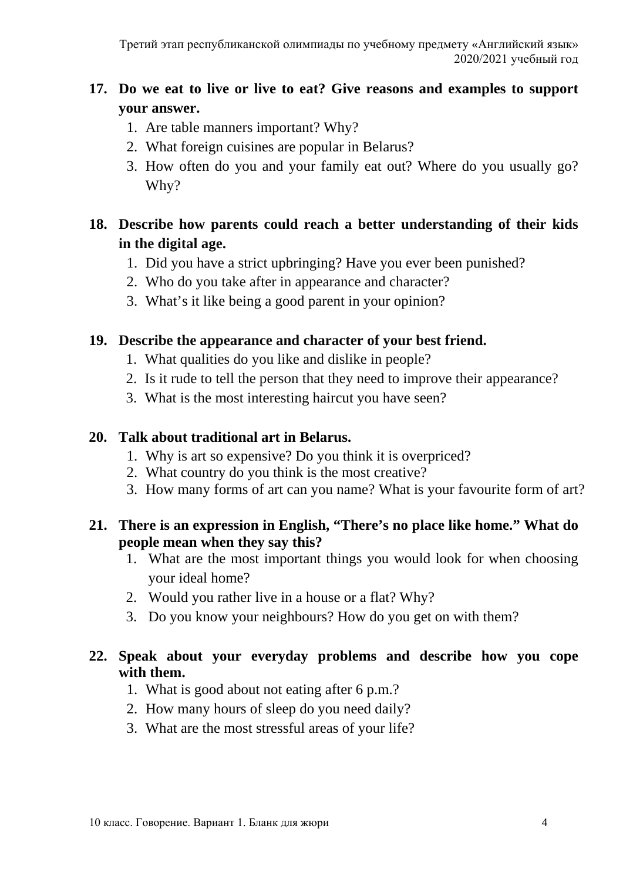**17. Do we eat to live or live to eat? Give reasons and examples to support your answer.**

1. Are table manners important? Why?
2. What foreign cuisines are popular in Belarus?
3. How often do you and your family eat out? Where do you usually go? Why?

**18. Describe how parents could reach a better understanding of their kids in the digital age.**

1. Did you have a strict upbringing? Have you ever been punished?
2. Who do you take after in appearance and character?
3. What's it like being a good parent in your opinion?

**19. Describe the appearance and character of your best friend.**

1. What qualities do you like and dislike in people?
2. Is it rude to tell the person that they need to improve their appearance?
3. What is the most interesting haircut you have seen?

**20. Talk about traditional art in Belarus.**

1. Why is art so expensive? Do you think it is overpriced?
2. What country do you think is the most creative?
3. How many forms of art can you name? What is your favourite form of art?

**21. There is an expression in English, "There's no place like home." What do people mean when they say this?**

1. What are the most important things you would look for when choosing your ideal home?
2. Would you rather live in a house or a flat? Why?
3. Do you know your neighbours? How do you get on with them?

**22. Speak about your everyday problems and describe how you cope with them.**

1. What is good about not eating after 6 p.m.?
2. How many hours of sleep do you need daily?
3. What are the most stressful areas of your life?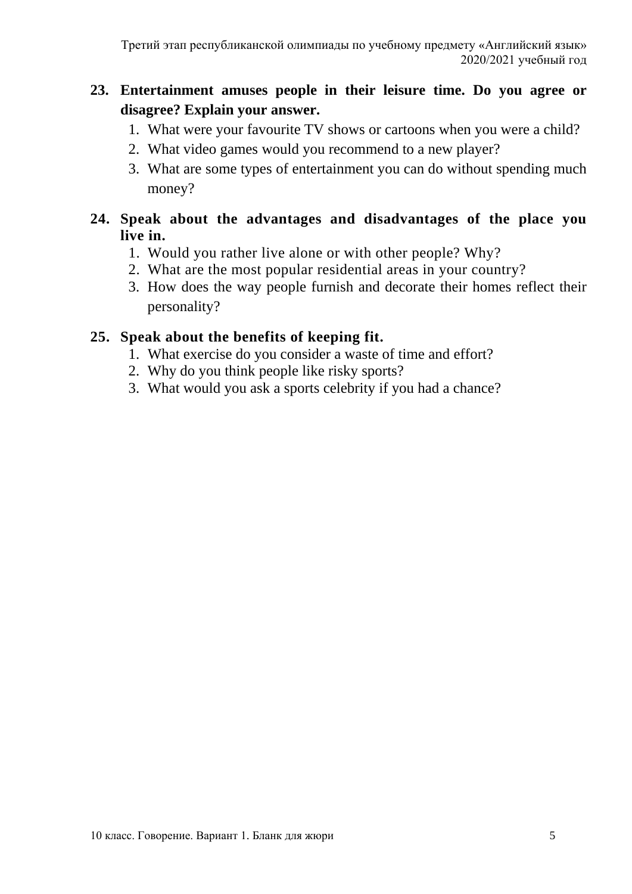23. **Entertainment amuses people in their leisure time. Do you agree or disagree? Explain your answer.**
    1. What were your favourite TV shows or cartoons when you were a child?
    2. What video games would you recommend to a new player?
    3. What are some types of entertainment you can do without spending much money?

24. **Speak about the advantages and disadvantages of the place you live in.**
    1. Would you rather live alone or with other people? Why?
    2. What are the most popular residential areas in your country?
    3. How does the way people furnish and decorate their homes reflect their personality?

25. **Speak about the benefits of keeping fit.**
    1. What exercise do you consider a waste of time and effort?
    2. Why do you think people like risky sports?
    3. What would you ask a sports celebrity if you had a chance?